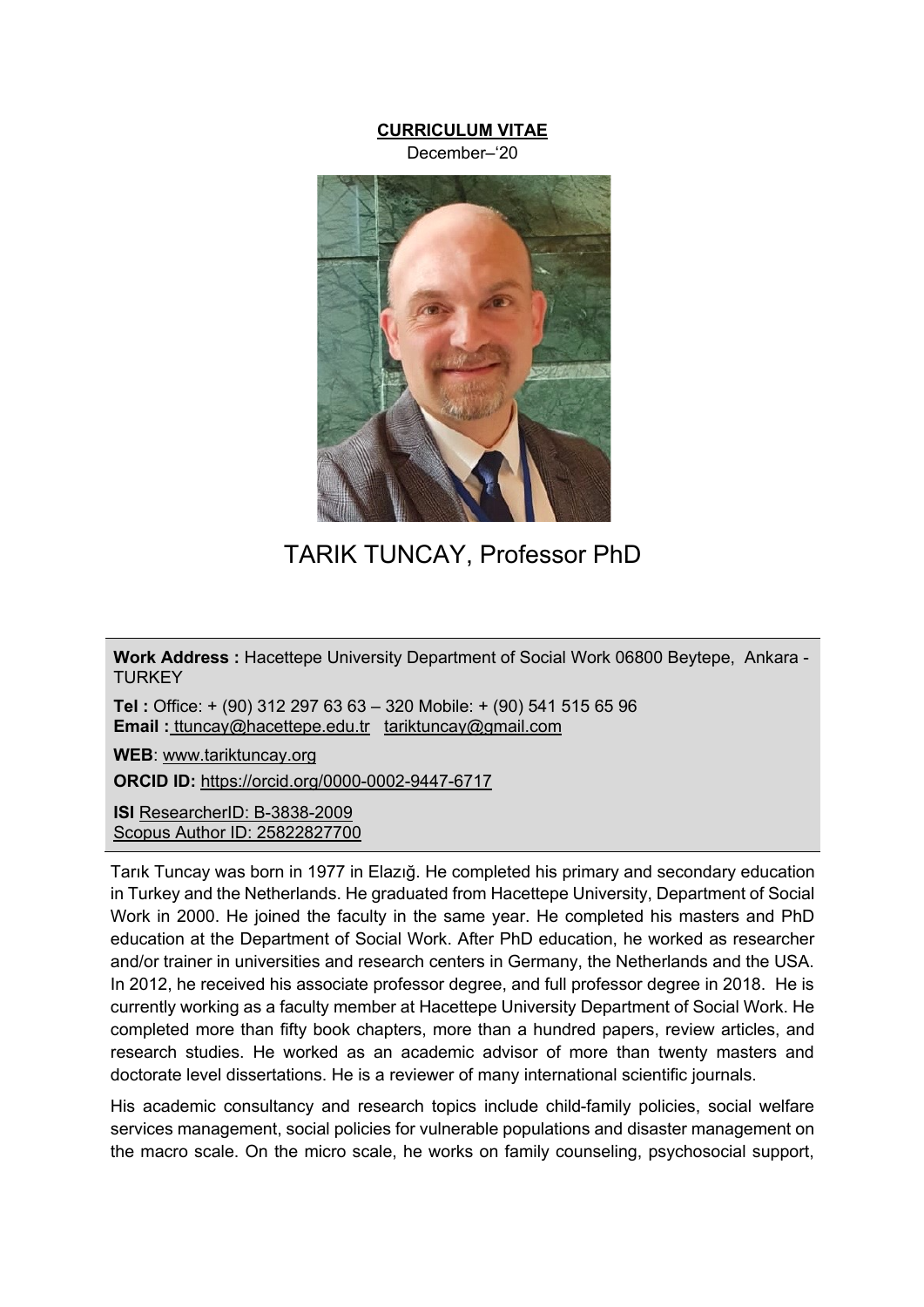**CURRICULUM VITAE**

December–'20

# TARIK TUNCAY, Professor PhD

**Work Address :** Hacettepe University Department of Social Work 06800 Beytepe, Ankara - TURKEY

**Tel :** Office: + (90) 312 297 63 63 – 320 Mobile: + (90) 541 515 65 96
**Email :** ttuncay@hacettepe.edu.tr tariktuncay@gmail.com

**WEB**: www.tariktuncay.org

**ORCID ID:** https://orcid.org/0000-0002-9447-6717

**ISI** ResearcherID: B-3838-2009
Scopus Author ID: 25822827700

Tarık Tuncay was born in 1977 in Elazığ. He completed his primary and secondary education in Turkey and the Netherlands. He graduated from Hacettepe University, Department of Social Work in 2000. He joined the faculty in the same year. He completed his masters and PhD education at the Department of Social Work. After PhD education, he worked as researcher and/or trainer in universities and research centers in Germany, the Netherlands and the USA. In 2012, he received his associate professor degree, and full professor degree in 2018. He is currently working as a faculty member at Hacettepe University Department of Social Work. He completed more than fifty book chapters, more than a hundred papers, review articles, and research studies. He worked as an academic advisor of more than twenty masters and doctorate level dissertations. He is a reviewer of many international scientific journals.

His academic consultancy and research topics include child-family policies, social welfare services management, social policies for vulnerable populations and disaster management on the macro scale. On the micro scale, he works on family counseling, psychosocial support,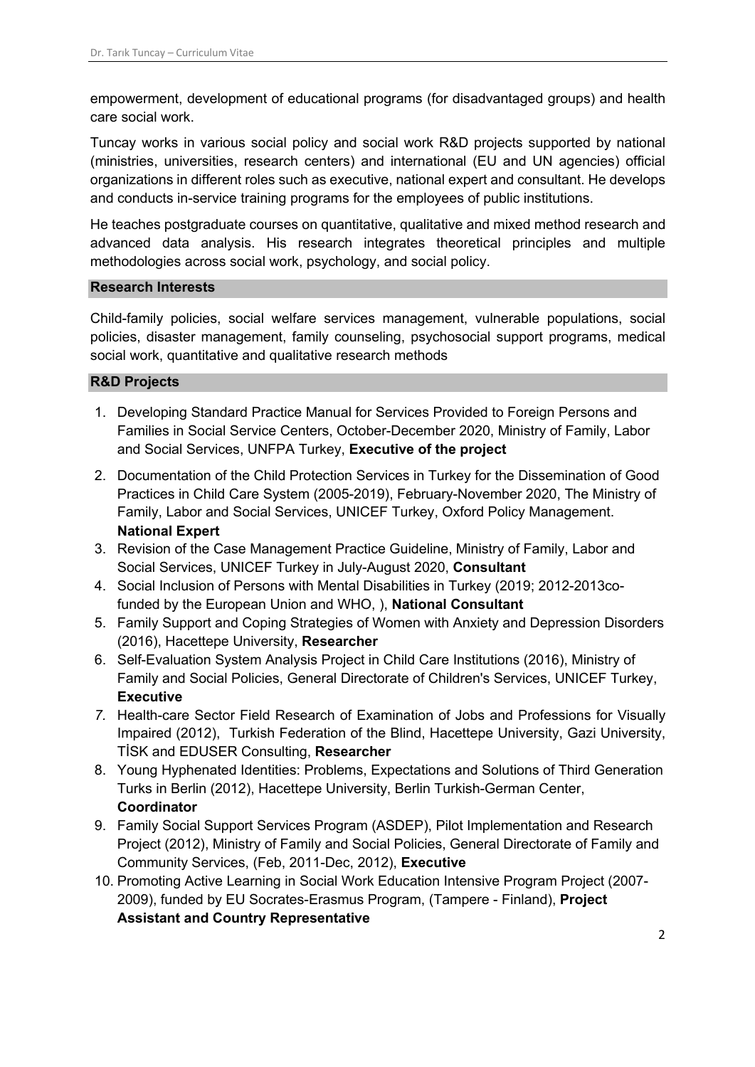empowerment, development of educational programs (for disadvantaged groups) and health care social work.

Tuncay works in various social policy and social work R&D projects supported by national (ministries, universities, research centers) and international (EU and UN agencies) official organizations in different roles such as executive, national expert and consultant. He develops and conducts in-service training programs for the employees of public institutions.

He teaches postgraduate courses on quantitative, qualitative and mixed method research and advanced data analysis. His research integrates theoretical principles and multiple methodologies across social work, psychology, and social policy.

## Research Interests

Child-family policies, social welfare services management, vulnerable populations, social policies, disaster management, family counseling, psychosocial support programs, medical social work, quantitative and qualitative research methods

## R&D Projects

1. Developing Standard Practice Manual for Services Provided to Foreign Persons and Families in Social Service Centers, October-December 2020, Ministry of Family, Labor and Social Services, UNFPA Turkey, **Executive of the project**
2. Documentation of the Child Protection Services in Turkey for the Dissemination of Good Practices in Child Care System (2005-2019), February-November 2020, The Ministry of Family, Labor and Social Services, UNICEF Turkey, Oxford Policy Management. **National Expert**
3. Revision of the Case Management Practice Guideline, Ministry of Family, Labor and Social Services, UNICEF Turkey in July-August 2020, **Consultant**
4. Social Inclusion of Persons with Mental Disabilities in Turkey (2019; 2012-2013co-funded by the European Union and WHO, ), **National Consultant**
5. Family Support and Coping Strategies of Women with Anxiety and Depression Disorders (2016), Hacettepe University, **Researcher**
6. Self-Evaluation System Analysis Project in Child Care Institutions (2016), Ministry of Family and Social Policies, General Directorate of Children's Services, UNICEF Turkey, **Executive**
7. Health-care Sector Field Research of Examination of Jobs and Professions for Visually Impaired (2012), Turkish Federation of the Blind, Hacettepe University, Gazi University, TİSK and EDUSER Consulting, **Researcher**
8. Young Hyphenated Identities: Problems, Expectations and Solutions of Third Generation Turks in Berlin (2012), Hacettepe University, Berlin Turkish-German Center, **Coordinator**
9. Family Social Support Services Program (ASDEP), Pilot Implementation and Research Project (2012), Ministry of Family and Social Policies, General Directorate of Family and Community Services, (Feb, 2011-Dec, 2012), **Executive**
10. Promoting Active Learning in Social Work Education Intensive Program Project (2007-2009), funded by EU Socrates-Erasmus Program, (Tampere - Finland), **Project Assistant and Country Representative**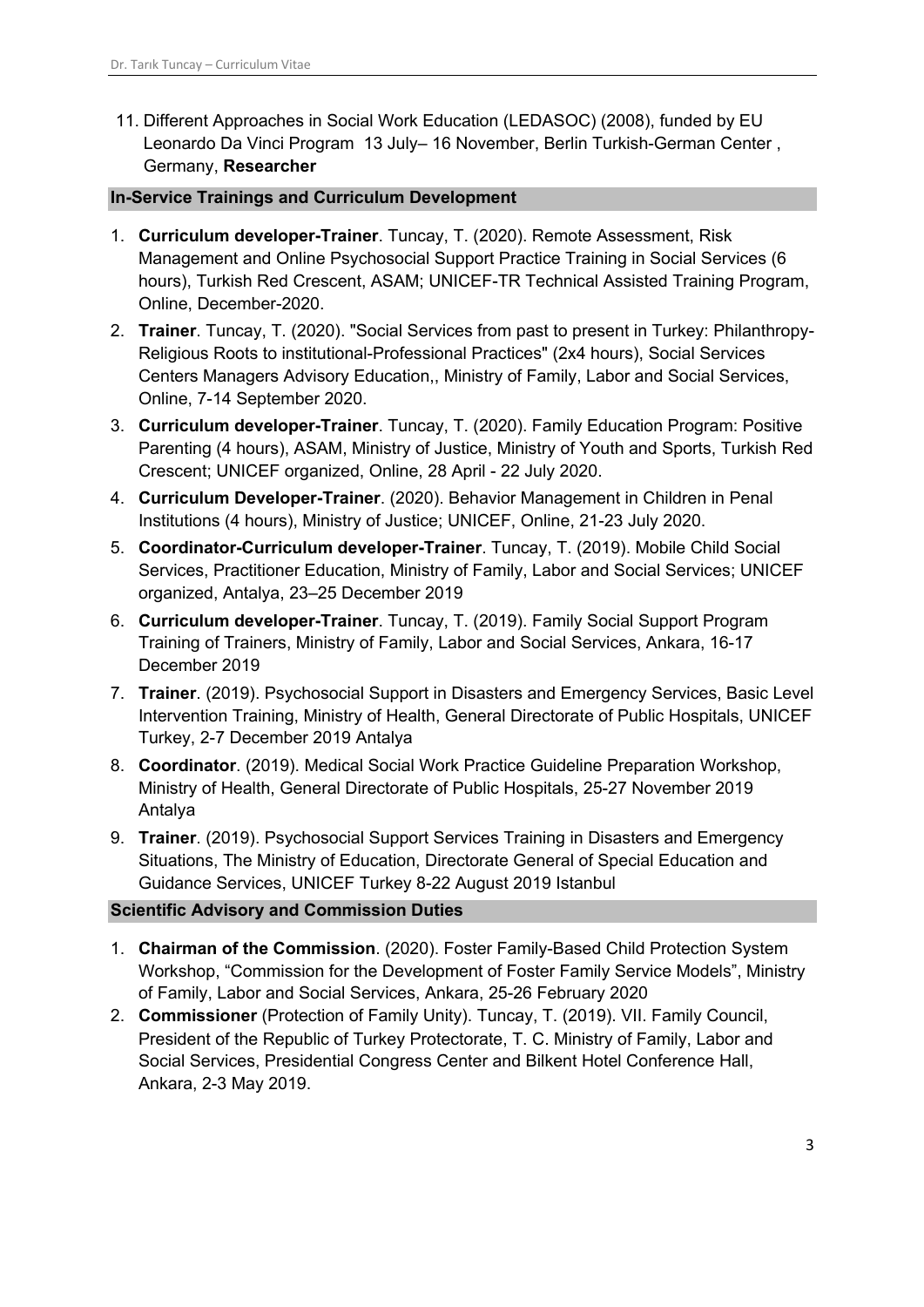11. Different Approaches in Social Work Education (LEDASOC) (2008), funded by EU Leonardo Da Vinci Program 13 July– 16 November, Berlin Turkish-German Center , Germany, **Researcher**

## In-Service Trainings and Curriculum Development

1. **Curriculum developer-Trainer**. Tuncay, T. (2020). Remote Assessment, Risk Management and Online Psychosocial Support Practice Training in Social Services (6 hours), Turkish Red Crescent, ASAM; UNICEF-TR Technical Assisted Training Program, Online, December-2020.
2. **Trainer**. Tuncay, T. (2020). "Social Services from past to present in Turkey: Philanthropy-Religious Roots to institutional-Professional Practices" (2x4 hours), Social Services Centers Managers Advisory Education,, Ministry of Family, Labor and Social Services, Online, 7-14 September 2020.
3. **Curriculum developer-Trainer**. Tuncay, T. (2020). Family Education Program: Positive Parenting (4 hours), ASAM, Ministry of Justice, Ministry of Youth and Sports, Turkish Red Crescent; UNICEF organized, Online, 28 April - 22 July 2020.
4. **Curriculum Developer-Trainer**. (2020). Behavior Management in Children in Penal Institutions (4 hours), Ministry of Justice; UNICEF, Online, 21-23 July 2020.
5. **Coordinator-Curriculum developer-Trainer**. Tuncay, T. (2019). Mobile Child Social Services, Practitioner Education, Ministry of Family, Labor and Social Services; UNICEF organized, Antalya, 23–25 December 2019
6. **Curriculum developer-Trainer**. Tuncay, T. (2019). Family Social Support Program Training of Trainers, Ministry of Family, Labor and Social Services, Ankara, 16-17 December 2019
7. **Trainer**. (2019). Psychosocial Support in Disasters and Emergency Services, Basic Level Intervention Training, Ministry of Health, General Directorate of Public Hospitals, UNICEF Turkey, 2-7 December 2019 Antalya
8. **Coordinator**. (2019). Medical Social Work Practice Guideline Preparation Workshop, Ministry of Health, General Directorate of Public Hospitals, 25-27 November 2019 Antalya
9. **Trainer**. (2019). Psychosocial Support Services Training in Disasters and Emergency Situations, The Ministry of Education, Directorate General of Special Education and Guidance Services, UNICEF Turkey 8-22 August 2019 Istanbul

## Scientific Advisory and Commission Duties

1. **Chairman of the Commission**. (2020). Foster Family-Based Child Protection System Workshop, "Commission for the Development of Foster Family Service Models", Ministry of Family, Labor and Social Services, Ankara, 25-26 February 2020
2. **Commissioner** (Protection of Family Unity). Tuncay, T. (2019). VII. Family Council, President of the Republic of Turkey Protectorate, T. C. Ministry of Family, Labor and Social Services, Presidential Congress Center and Bilkent Hotel Conference Hall, Ankara, 2-3 May 2019.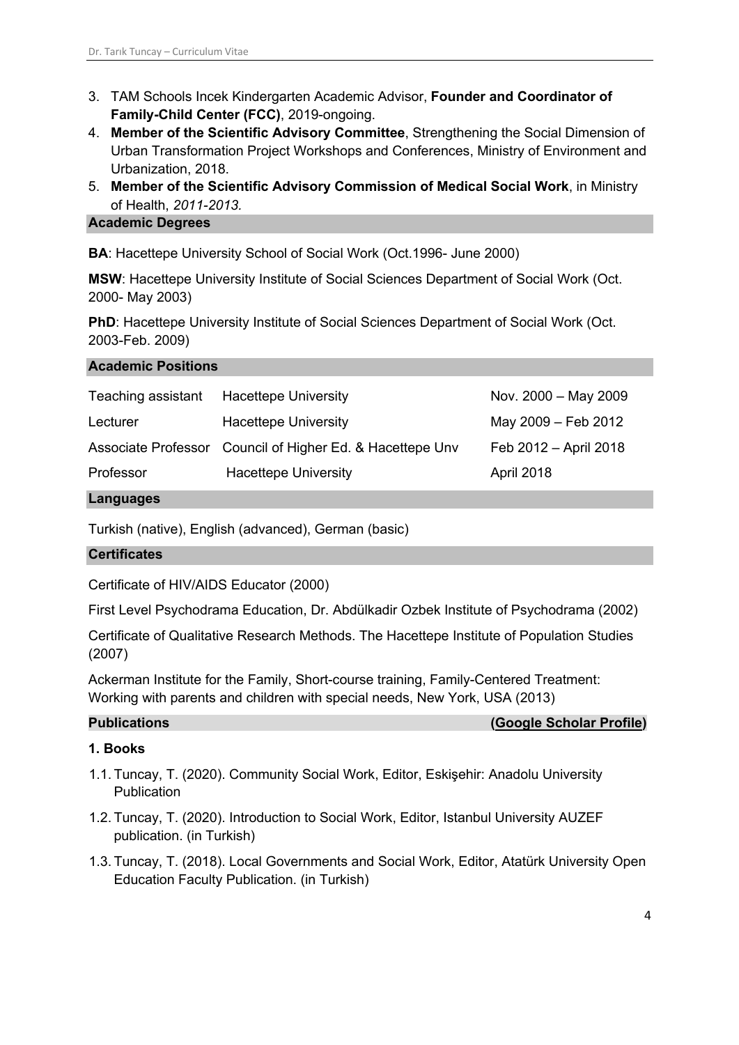3. TAM Schools Incek Kindergarten Academic Advisor, **Founder and Coordinator of Family-Child Center (FCC)**, 2019-ongoing.
4. **Member of the Scientific Advisory Committee**, Strengthening the Social Dimension of Urban Transformation Project Workshops and Conferences, Ministry of Environment and Urbanization, 2018.
5. **Member of the Scientific Advisory Commission of Medical Social Work**, in Ministry of Health, *2011-2013*.

## Academic Degrees

**BA**: Hacettepe University School of Social Work (Oct.1996- June 2000)

**MSW**: Hacettepe University Institute of Social Sciences Department of Social Work (Oct. 2000- May 2003)

**PhD**: Hacettepe University Institute of Social Sciences Department of Social Work (Oct. 2003-Feb. 2009)

## Academic Positions

| | | |
|---|---|---|
| Teaching assistant | Hacettepe University | Nov. 2000 – May 2009 |
| Lecturer | Hacettepe University | May 2009 – Feb 2012 |
| Associate Professor | Council of Higher Ed. & Hacettepe Unv | Feb 2012 – April 2018 |
| Professor | Hacettepe University | April 2018 |

## Languages

Turkish (native), English (advanced), German (basic)

## Certificates

Certificate of HIV/AIDS Educator (2000)

First Level Psychodrama Education, Dr. Abdülkadir Ozbek Institute of Psychodrama (2002)

Certificate of Qualitative Research Methods. The Hacettepe Institute of Population Studies (2007)

Ackerman Institute for the Family, Short-course training, Family-Centered Treatment: Working with parents and children with special needs, New York, USA (2013)

## Publications (Google Scholar Profile)

### 1. Books

1.1. Tuncay, T. (2020). Community Social Work, Editor, Eskişehir: Anadolu University Publication

1.2. Tuncay, T. (2020). Introduction to Social Work, Editor, Istanbul University AUZEF publication. (in Turkish)

1.3. Tuncay, T. (2018). Local Governments and Social Work, Editor, Atatürk University Open Education Faculty Publication. (in Turkish)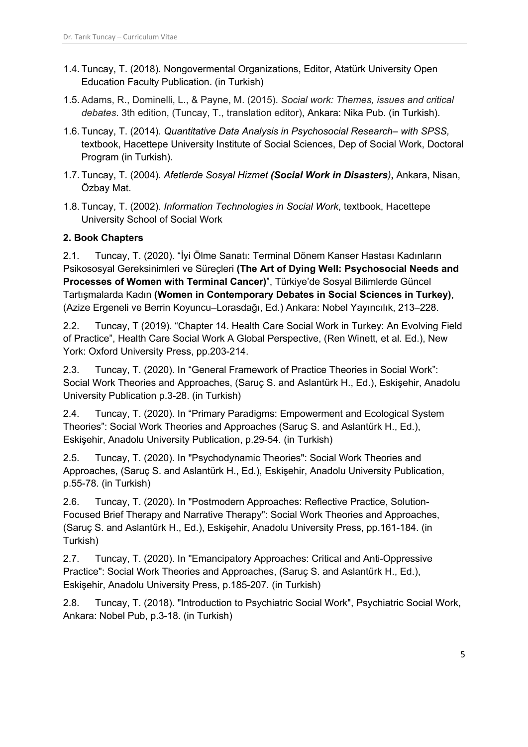1.4. Tuncay, T. (2018). Nongovermental Organizations, Editor, Atatürk University Open Education Faculty Publication. (in Turkish)

1.5. Adams, R., Dominelli, L., & Payne, M. (2015). *Social work: Themes, issues and critical debates*. 3th edition, (Tuncay, T., translation editor), Ankara: Nika Pub. (in Turkish).

1.6. Tuncay, T. (2014). *Quantitative Data Analysis in Psychosocial Research– with SPSS,* textbook, Hacettepe University Institute of Social Sciences, Dep of Social Work, Doctoral Program (in Turkish).

1.7. Tuncay, T. (2004). *Afetlerde Sosyal Hizmet **(Social Work in Disasters)***, Ankara, Nisan, Özbay Mat.

1.8. Tuncay, T. (2002). *Information Technologies in Social Work*, textbook, Hacettepe University School of Social Work

**2. Book Chapters**

2.1. Tuncay, T. (2020). "İyi Ölme Sanatı: Terminal Dönem Kanser Hastası Kadınların Psikososyal Gereksinimleri ve Süreçleri **(The Art of Dying Well: Psychosocial Needs and Processes of Women with Terminal Cancer)**", Türkiye'de Sosyal Bilimlerde Güncel Tartışmalarda Kadın **(Women in Contemporary Debates in Social Sciences in Turkey)**, (Azize Ergeneli ve Berrin Koyuncu–Lorasdağı, Ed.) Ankara: Nobel Yayıncılık, 213–228.

2.2. Tuncay, T (2019). "Chapter 14. Health Care Social Work in Turkey: An Evolving Field of Practice", Health Care Social Work A Global Perspective, (Ren Winett, et al. Ed.), New York: Oxford University Press, pp.203-214.

2.3. Tuncay, T. (2020). In "General Framework of Practice Theories in Social Work": Social Work Theories and Approaches, (Saruç S. and Aslantürk H., Ed.), Eskişehir, Anadolu University Publication p.3-28. (in Turkish)

2.4. Tuncay, T. (2020). In "Primary Paradigms: Empowerment and Ecological System Theories": Social Work Theories and Approaches (Saruç S. and Aslantürk H., Ed.), Eskişehir, Anadolu University Publication, p.29-54. (in Turkish)

2.5. Tuncay, T. (2020). In "Psychodynamic Theories": Social Work Theories and Approaches, (Saruç S. and Aslantürk H., Ed.), Eskişehir, Anadolu University Publication, p.55-78. (in Turkish)

2.6. Tuncay, T. (2020). In "Postmodern Approaches: Reflective Practice, Solution-Focused Brief Therapy and Narrative Therapy": Social Work Theories and Approaches, (Saruç S. and Aslantürk H., Ed.), Eskişehir, Anadolu University Press, pp.161-184. (in Turkish)

2.7. Tuncay, T. (2020). In "Emancipatory Approaches: Critical and Anti-Oppressive Practice": Social Work Theories and Approaches, (Saruç S. and Aslantürk H., Ed.), Eskişehir, Anadolu University Press, p.185-207. (in Turkish)

2.8. Tuncay, T. (2018). "Introduction to Psychiatric Social Work", Psychiatric Social Work, Ankara: Nobel Pub, p.3-18. (in Turkish)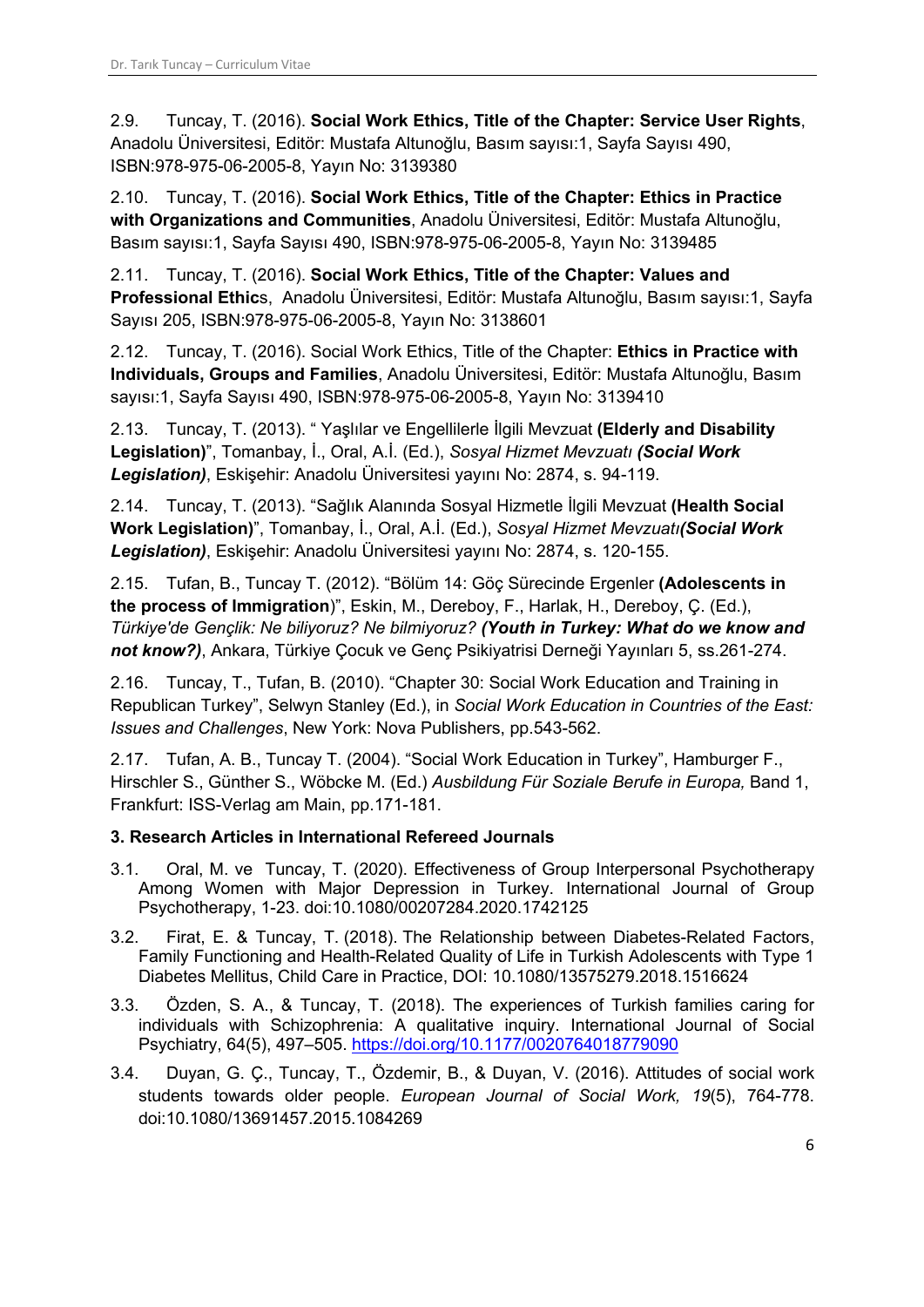2.9. Tuncay, T. (2016). **Social Work Ethics, Title of the Chapter: Service User Rights**, Anadolu Üniversitesi, Editör: Mustafa Altunoğlu, Basım sayısı:1, Sayfa Sayısı 490, ISBN:978-975-06-2005-8, Yayın No: 3139380

2.10. Tuncay, T. (2016). **Social Work Ethics, Title of the Chapter: Ethics in Practice with Organizations and Communities**, Anadolu Üniversitesi, Editör: Mustafa Altunoğlu, Basım sayısı:1, Sayfa Sayısı 490, ISBN:978-975-06-2005-8, Yayın No: 3139485

2.11. Tuncay, T. (2016). **Social Work Ethics, Title of the Chapter: Values and Professional Ethic**s, Anadolu Üniversitesi, Editör: Mustafa Altunoğlu, Basım sayısı:1, Sayfa Sayısı 205, ISBN:978-975-06-2005-8, Yayın No: 3138601

2.12. Tuncay, T. (2016). Social Work Ethics, Title of the Chapter: **Ethics in Practice with Individuals, Groups and Families**, Anadolu Üniversitesi, Editör: Mustafa Altunoğlu, Basım sayısı:1, Sayfa Sayısı 490, ISBN:978-975-06-2005-8, Yayın No: 3139410

2.13. Tuncay, T. (2013). " Yaşlılar ve Engellilerle İlgili Mevzuat **(Elderly and Disability Legislation)**", Tomanbay, İ., Oral, A.İ. (Ed.), *Sosyal Hizmet Mevzuatı **(Social Work Legislation)***, Eskişehir: Anadolu Üniversitesi yayını No: 2874, s. 94-119.

2.14. Tuncay, T. (2013). "Sağlık Alanında Sosyal Hizmetle İlgili Mevzuat **(Health Social Work Legislation)**", Tomanbay, İ., Oral, A.İ. (Ed.), *Sosyal Hizmet Mevzuatı **(Social Work Legislation)***, Eskişehir: Anadolu Üniversitesi yayını No: 2874, s. 120-155.

2.15. Tufan, B., Tuncay T. (2012). "Bölüm 14: Göç Sürecinde Ergenler **(Adolescents in the process of Immigration)**", Eskin, M., Dereboy, F., Harlak, H., Dereboy, Ç. (Ed.), *Türkiye'de Gençlik: Ne biliyoruz? Ne bilmiyoruz? **(Youth in Turkey: What do we know and not know?)***, Ankara, Türkiye Çocuk ve Genç Psikiyatrisi Derneği Yayınları 5, ss.261-274.

2.16. Tuncay, T., Tufan, B. (2010). "Chapter 30: Social Work Education and Training in Republican Turkey", Selwyn Stanley (Ed.), in *Social Work Education in Countries of the East: Issues and Challenges*, New York: Nova Publishers, pp.543-562.

2.17. Tufan, A. B., Tuncay T. (2004). "Social Work Education in Turkey", Hamburger F., Hirschler S., Günther S., Wöbcke M. (Ed.) *Ausbildung Für Soziale Berufe in Europa,* Band 1, Frankfurt: ISS-Verlag am Main, pp.171-181.

### 3. Research Articles in International Refereed Journals

3.1. Oral, M. ve Tuncay, T. (2020). Effectiveness of Group Interpersonal Psychotherapy Among Women with Major Depression in Turkey. International Journal of Group Psychotherapy, 1-23. doi:10.1080/00207284.2020.1742125

3.2. Firat, E. & Tuncay, T. (2018). The Relationship between Diabetes-Related Factors, Family Functioning and Health-Related Quality of Life in Turkish Adolescents with Type 1 Diabetes Mellitus, Child Care in Practice, DOI: 10.1080/13575279.2018.1516624

3.3. Özden, S. A., & Tuncay, T. (2018). The experiences of Turkish families caring for individuals with Schizophrenia: A qualitative inquiry. International Journal of Social Psychiatry, 64(5), 497–505. https://doi.org/10.1177/0020764018779090

3.4. Duyan, G. Ç., Tuncay, T., Özdemir, B., & Duyan, V. (2016). Attitudes of social work students towards older people. *European Journal of Social Work, 19*(5), 764-778. doi:10.1080/13691457.2015.1084269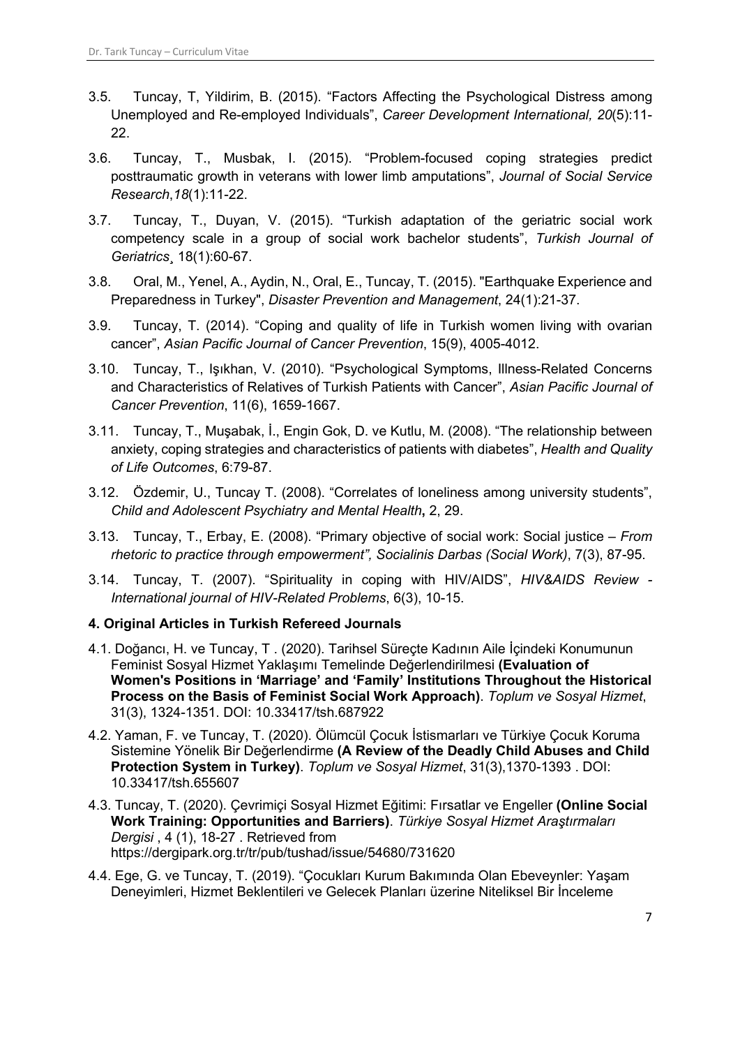3.5. Tuncay, T, Yildirim, B. (2015). "Factors Affecting the Psychological Distress among Unemployed and Re-employed Individuals", *Career Development International, 20*(5):11-22.

3.6. Tuncay, T., Musbak, I. (2015). "Problem-focused coping strategies predict posttraumatic growth in veterans with lower limb amputations", *Journal of Social Service Research*,*18*(1):11-22.

3.7. Tuncay, T., Duyan, V. (2015). "Turkish adaptation of the geriatric social work competency scale in a group of social work bachelor students", *Turkish Journal of Geriatrics¸* 18(1):60-67.

3.8. Oral, M., Yenel, A., Aydin, N., Oral, E., Tuncay, T. (2015). "Earthquake Experience and Preparedness in Turkey", *Disaster Prevention and Management*, 24(1):21-37.

3.9. Tuncay, T. (2014). "Coping and quality of life in Turkish women living with ovarian cancer", *Asian Pacific Journal of Cancer Prevention*, 15(9), 4005-4012.

3.10. Tuncay, T., Işıkhan, V. (2010). "Psychological Symptoms, Illness-Related Concerns and Characteristics of Relatives of Turkish Patients with Cancer", *Asian Pacific Journal of Cancer Prevention*, 11(6), 1659-1667.

3.11. Tuncay, T., Muşabak, İ., Engin Gok, D. ve Kutlu, M. (2008). "The relationship between anxiety, coping strategies and characteristics of patients with diabetes", *Health and Quality of Life Outcomes*, 6:79-87.

3.12. Özdemir, U., Tuncay T. (2008). "Correlates of loneliness among university students", *Child and Adolescent Psychiatry and Mental Health***,** 2, 29.

3.13. Tuncay, T., Erbay, E. (2008). "Primary objective of social work: Social justice – *From rhetoric to practice through empowerment", Socialinis Darbas (Social Work)*, 7(3), 87-95.

3.14. Tuncay, T. (2007). "Spirituality in coping with HIV/AIDS", *HIV&AIDS Review - International journal of HIV-Related Problems*, 6(3), 10-15.

#### 4. Original Articles in Turkish Refereed Journals

4.1. Doğancı, H. ve Tuncay, T . (2020). Tarihsel Süreçte Kadının Aile İçindeki Konumunun Feminist Sosyal Hizmet Yaklaşımı Temelinde Değerlendirilmesi **(Evaluation of Women's Positions in 'Marriage' and 'Family' Institutions Throughout the Historical Process on the Basis of Feminist Social Work Approach)**. *Toplum ve Sosyal Hizmet*, 31(3), 1324-1351. DOI: 10.33417/tsh.687922

4.2. Yaman, F. ve Tuncay, T. (2020). Ölümcül Çocuk İstismarları ve Türkiye Çocuk Koruma Sistemine Yönelik Bir Değerlendirme **(A Review of the Deadly Child Abuses and Child Protection System in Turkey)**. *Toplum ve Sosyal Hizmet*, 31(3),1370-1393 . DOI: 10.33417/tsh.655607

4.3. Tuncay, T. (2020). Çevrimiçi Sosyal Hizmet Eğitimi: Fırsatlar ve Engeller **(Online Social Work Training: Opportunities and Barriers)**. *Türkiye Sosyal Hizmet Araştırmaları Dergisi* , 4 (1), 18-27 . Retrieved from https://dergipark.org.tr/tr/pub/tushad/issue/54680/731620

4.4. Ege, G. ve Tuncay, T. (2019). "Çocukları Kurum Bakımında Olan Ebeveynler: Yaşam Deneyimleri, Hizmet Beklentileri ve Gelecek Planları üzerine Niteliksel Bir İnceleme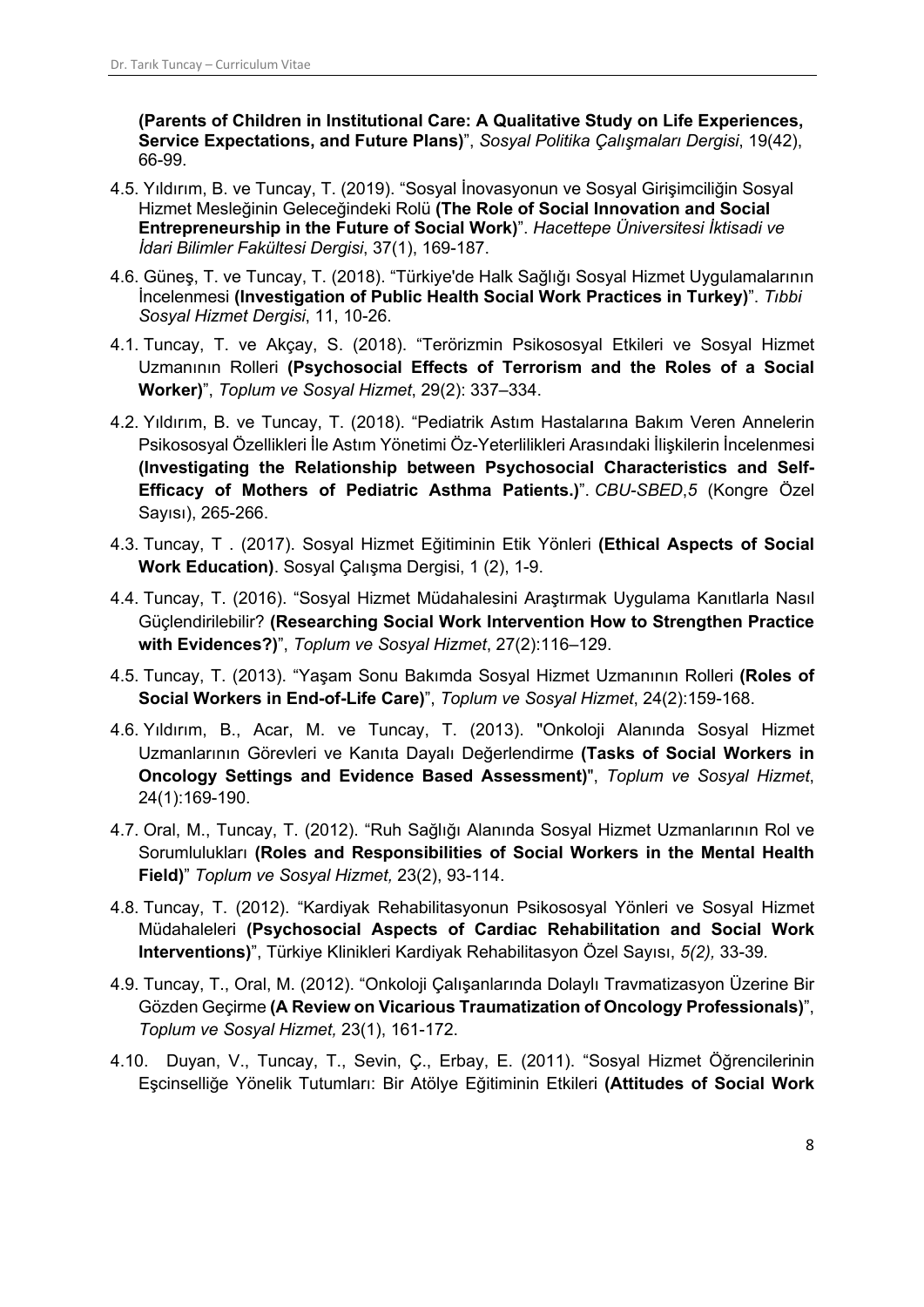**(Parents of Children in Institutional Care: A Qualitative Study on Life Experiences, Service Expectations, and Future Plans)**", *Sosyal Politika Çalışmaları Dergisi*, 19(42), 66-99.

4.5. Yıldırım, B. ve Tuncay, T. (2019). "Sosyal İnovasyonun ve Sosyal Girişimciliğin Sosyal Hizmet Mesleğinin Geleceğindeki Rolü **(The Role of Social Innovation and Social Entrepreneurship in the Future of Social Work)**". *Hacettepe Üniversitesi İktisadi ve İdari Bilimler Fakültesi Dergisi*, 37(1), 169-187.

4.6. Güneş, T. ve Tuncay, T. (2018). "Türkiye'de Halk Sağlığı Sosyal Hizmet Uygulamalarının İncelenmesi **(Investigation of Public Health Social Work Practices in Turkey)**". *Tıbbi Sosyal Hizmet Dergisi*, 11, 10-26.

4.1. Tuncay, T. ve Akçay, S. (2018). "Terörizmin Psikososyal Etkileri ve Sosyal Hizmet Uzmanının Rolleri **(Psychosocial Effects of Terrorism and the Roles of a Social Worker)**", *Toplum ve Sosyal Hizmet*, 29(2): 337–334.

4.2. Yıldırım, B. ve Tuncay, T. (2018). "Pediatrik Astım Hastalarına Bakım Veren Annelerin Psikososyal Özellikleri İle Astım Yönetimi Öz-Yeterlilikleri Arasındaki İlişkilerin İncelenmesi **(Investigating the Relationship between Psychosocial Characteristics and Self-Efficacy of Mothers of Pediatric Asthma Patients.)**". *CBU-SBED*,*5* (Kongre Özel Sayısı), 265-266.

4.3. Tuncay, T . (2017). Sosyal Hizmet Eğitiminin Etik Yönleri **(Ethical Aspects of Social Work Education)**. Sosyal Çalışma Dergisi, 1 (2), 1-9.

4.4. Tuncay, T. (2016). "Sosyal Hizmet Müdahalesini Araştırmak Uygulama Kanıtlarla Nasıl Güçlendirilebilir? **(Researching Social Work Intervention How to Strengthen Practice with Evidences?)**", *Toplum ve Sosyal Hizmet*, 27(2):116–129.

4.5. Tuncay, T. (2013). "Yaşam Sonu Bakımda Sosyal Hizmet Uzmanının Rolleri **(Roles of Social Workers in End-of-Life Care)**", *Toplum ve Sosyal Hizmet*, 24(2):159-168.

4.6. Yıldırım, B., Acar, M. ve Tuncay, T. (2013). "Onkoloji Alanında Sosyal Hizmet Uzmanlarının Görevleri ve Kanıta Dayalı Değerlendirme **(Tasks of Social Workers in Oncology Settings and Evidence Based Assessment)**", *Toplum ve Sosyal Hizmet*, 24(1):169-190.

4.7. Oral, M., Tuncay, T. (2012). "Ruh Sağlığı Alanında Sosyal Hizmet Uzmanlarının Rol ve Sorumlulukları **(Roles and Responsibilities of Social Workers in the Mental Health Field)**" *Toplum ve Sosyal Hizmet,* 23(2), 93-114.

4.8. Tuncay, T. (2012). "Kardiyak Rehabilitasyonun Psikososyal Yönleri ve Sosyal Hizmet Müdahaleleri **(Psychosocial Aspects of Cardiac Rehabilitation and Social Work Interventions)**", Türkiye Klinikleri Kardiyak Rehabilitasyon Özel Sayısı, *5(2),* 33-39.

4.9. Tuncay, T., Oral, M. (2012). "Onkoloji Çalışanlarında Dolaylı Travmatizasyon Üzerine Bir Gözden Geçirme **(A Review on Vicarious Traumatization of Oncology Professionals)**", *Toplum ve Sosyal Hizmet,* 23(1), 161-172.

4.10. Duyan, V., Tuncay, T., Sevin, Ç., Erbay, E. (2011). "Sosyal Hizmet Öğrencilerinin Eşcinselliğe Yönelik Tutumları: Bir Atölye Eğitiminin Etkileri **(Attitudes of Social Work**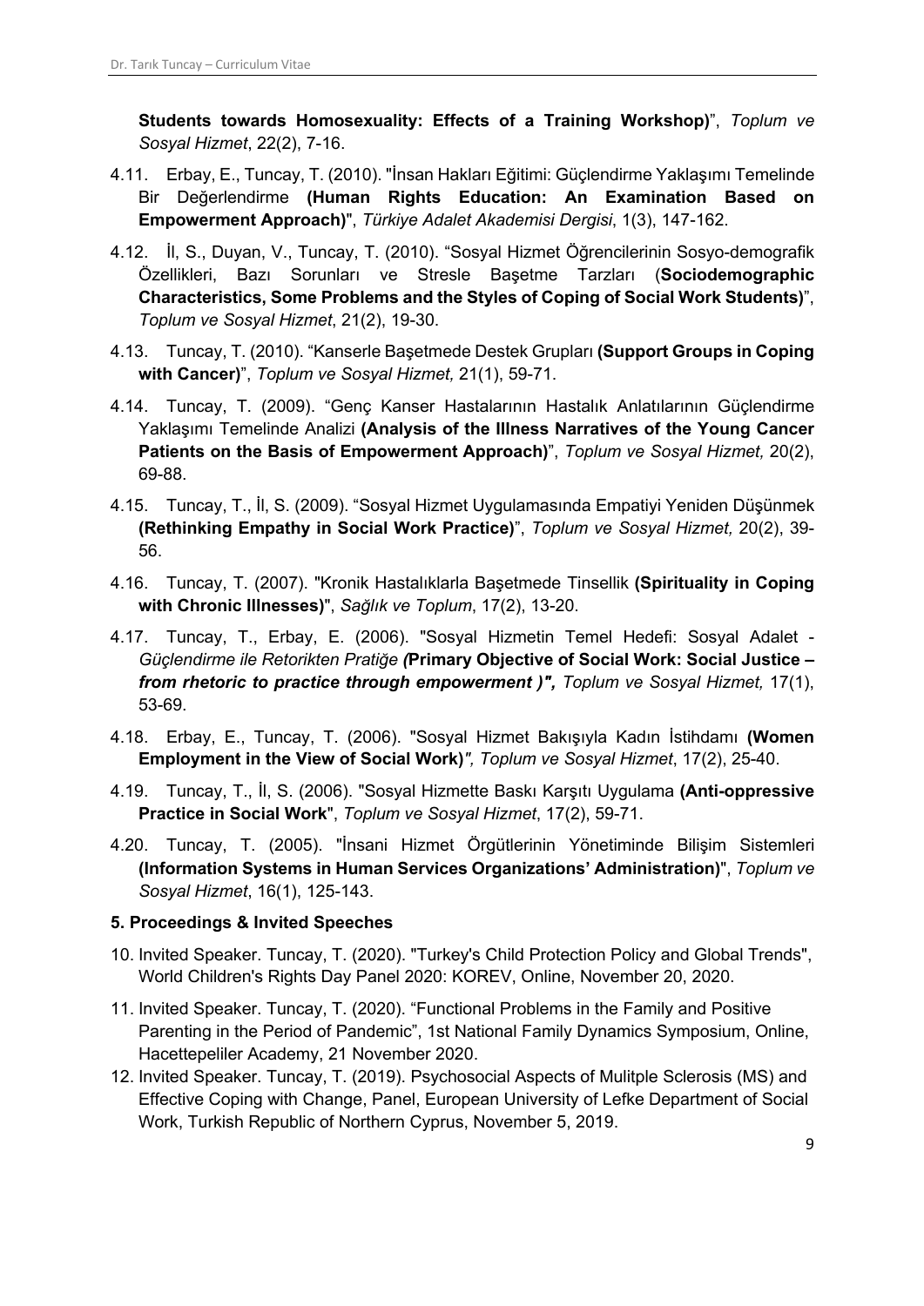**Students towards Homosexuality: Effects of a Training Workshop)**", *Toplum ve Sosyal Hizmet*, 22(2), 7-16.

4.11. Erbay, E., Tuncay, T. (2010). "İnsan Hakları Eğitimi: Güçlendirme Yaklaşımı Temelinde Bir Değerlendirme **(Human Rights Education: An Examination Based on Empowerment Approach)**", *Türkiye Adalet Akademisi Dergisi*, 1(3), 147-162.

4.12. İl, S., Duyan, V., Tuncay, T. (2010). "Sosyal Hizmet Öğrencilerinin Sosyo-demografik Özellikleri, Bazı Sorunları ve Stresle Başetme Tarzları (**Sociodemographic Characteristics, Some Problems and the Styles of Coping of Social Work Students)**", *Toplum ve Sosyal Hizmet*, 21(2), 19-30.

4.13. Tuncay, T. (2010). "Kanserle Başetmede Destek Grupları **(Support Groups in Coping with Cancer)**", *Toplum ve Sosyal Hizmet,* 21(1), 59-71.

4.14. Tuncay, T. (2009). "Genç Kanser Hastalarının Hastalık Anlatılarının Güçlendirme Yaklaşımı Temelinde Analizi **(Analysis of the Illness Narratives of the Young Cancer Patients on the Basis of Empowerment Approach)**", *Toplum ve Sosyal Hizmet,* 20(2), 69-88.

4.15. Tuncay, T., İl, S. (2009). "Sosyal Hizmet Uygulamasında Empatiyi Yeniden Düşünmek **(Rethinking Empathy in Social Work Practice)**", *Toplum ve Sosyal Hizmet,* 20(2), 39-56.

4.16. Tuncay, T. (2007). "Kronik Hastalıklarla Başetmede Tinsellik **(Spirituality in Coping with Chronic Illnesses)**", *Sağlık ve Toplum*, 17(2), 13-20.

4.17. Tuncay, T., Erbay, E. (2006). "Sosyal Hizmetin Temel Hedefi: Sosyal Adalet - *Güçlendirme ile Retorikten Pratiğe (***Primary Objective of Social Work: Social Justice –** ***from rhetoric to practice through empowerment )",*** *Toplum ve Sosyal Hizmet,* 17(1), 53-69.

4.18. Erbay, E., Tuncay, T. (2006). "Sosyal Hizmet Bakışıyla Kadın İstihdamı **(Women Employment in the View of Social Work)***", Toplum ve Sosyal Hizmet*, 17(2), 25-40.

4.19. Tuncay, T., İl, S. (2006). "Sosyal Hizmette Baskı Karşıtı Uygulama **(Anti-oppressive Practice in Social Work**", *Toplum ve Sosyal Hizmet*, 17(2), 59-71.

4.20. Tuncay, T. (2005). "İnsani Hizmet Örgütlerinin Yönetiminde Bilişim Sistemleri **(Information Systems in Human Services Organizations' Administration)**", *Toplum ve Sosyal Hizmet*, 16(1), 125-143.

### 5. Proceedings & Invited Speeches

10. Invited Speaker. Tuncay, T. (2020). "Turkey's Child Protection Policy and Global Trends", World Children's Rights Day Panel 2020: KOREV, Online, November 20, 2020.
11. Invited Speaker. Tuncay, T. (2020). "Functional Problems in the Family and Positive Parenting in the Period of Pandemic", 1st National Family Dynamics Symposium, Online, Hacettepeliler Academy, 21 November 2020.
12. Invited Speaker. Tuncay, T. (2019). Psychosocial Aspects of Mulitple Sclerosis (MS) and Effective Coping with Change, Panel, European University of Lefke Department of Social Work, Turkish Republic of Northern Cyprus, November 5, 2019.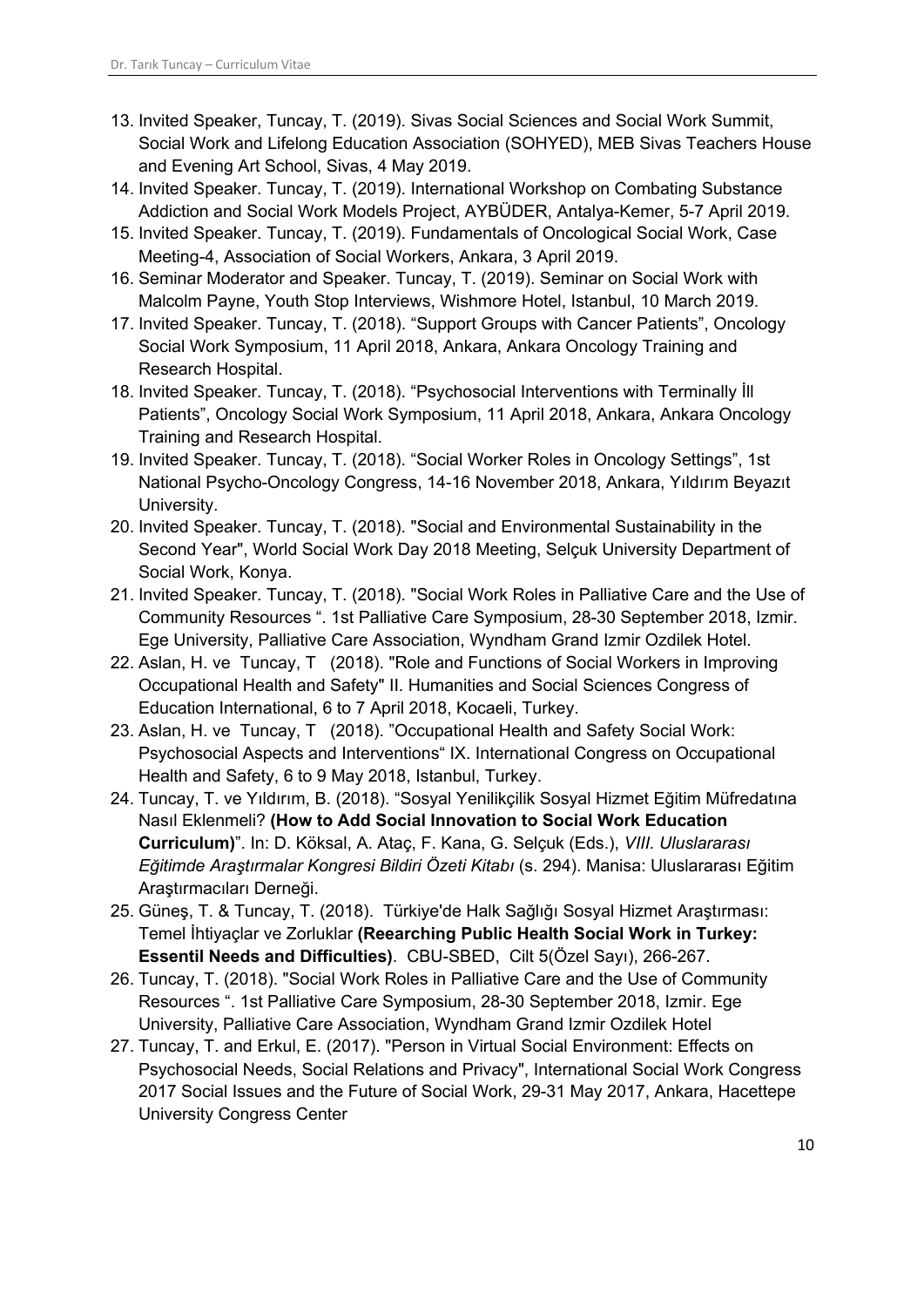13. Invited Speaker, Tuncay, T. (2019). Sivas Social Sciences and Social Work Summit, Social Work and Lifelong Education Association (SOHYED), MEB Sivas Teachers House and Evening Art School, Sivas, 4 May 2019.
14. Invited Speaker. Tuncay, T. (2019). International Workshop on Combating Substance Addiction and Social Work Models Project, AYBÜDER, Antalya-Kemer, 5-7 April 2019.
15. Invited Speaker. Tuncay, T. (2019). Fundamentals of Oncological Social Work, Case Meeting-4, Association of Social Workers, Ankara, 3 April 2019.
16. Seminar Moderator and Speaker. Tuncay, T. (2019). Seminar on Social Work with Malcolm Payne, Youth Stop Interviews, Wishmore Hotel, Istanbul, 10 March 2019.
17. Invited Speaker. Tuncay, T. (2018). "Support Groups with Cancer Patients", Oncology Social Work Symposium, 11 April 2018, Ankara, Ankara Oncology Training and Research Hospital.
18. Invited Speaker. Tuncay, T. (2018). "Psychosocial Interventions with Terminally İll Patients", Oncology Social Work Symposium, 11 April 2018, Ankara, Ankara Oncology Training and Research Hospital.
19. Invited Speaker. Tuncay, T. (2018). "Social Worker Roles in Oncology Settings", 1st National Psycho-Oncology Congress, 14-16 November 2018, Ankara, Yıldırım Beyazıt University.
20. Invited Speaker. Tuncay, T. (2018). "Social and Environmental Sustainability in the Second Year", World Social Work Day 2018 Meeting, Selçuk University Department of Social Work, Konya.
21. Invited Speaker. Tuncay, T. (2018). "Social Work Roles in Palliative Care and the Use of Community Resources ". 1st Palliative Care Symposium, 28-30 September 2018, Izmir. Ege University, Palliative Care Association, Wyndham Grand Izmir Ozdilek Hotel.
22. Aslan, H. ve Tuncay, T (2018). "Role and Functions of Social Workers in Improving Occupational Health and Safety" II. Humanities and Social Sciences Congress of Education International, 6 to 7 April 2018, Kocaeli, Turkey.
23. Aslan, H. ve Tuncay, T (2018). "Occupational Health and Safety Social Work: Psychosocial Aspects and Interventions" IX. International Congress on Occupational Health and Safety, 6 to 9 May 2018, Istanbul, Turkey.
24. Tuncay, T. ve Yıldırım, B. (2018). "Sosyal Yenilikçilik Sosyal Hizmet Eğitim Müfredatına Nasıl Eklenmeli? **(How to Add Social Innovation to Social Work Education Curriculum)**". In: D. Köksal, A. Ataç, F. Kana, G. Selçuk (Eds.), *VIII. Uluslararası Eğitimde Araştırmalar Kongresi Bildiri Özeti Kitabı* (s. 294). Manisa: Uluslararası Eğitim Araştırmacıları Derneği.
25. Güneş, T. & Tuncay, T. (2018). Türkiye'de Halk Sağlığı Sosyal Hizmet Araştırması: Temel İhtiyaçlar ve Zorluklar **(Rearching Public Health Social Work in Turkey: Essentil Needs and Difficulties)**. CBU-SBED, Cilt 5(Özel Sayı), 266-267.
26. Tuncay, T. (2018). "Social Work Roles in Palliative Care and the Use of Community Resources ". 1st Palliative Care Symposium, 28-30 September 2018, Izmir. Ege University, Palliative Care Association, Wyndham Grand Izmir Ozdilek Hotel
27. Tuncay, T. and Erkul, E. (2017). "Person in Virtual Social Environment: Effects on Psychosocial Needs, Social Relations and Privacy", International Social Work Congress 2017 Social Issues and the Future of Social Work, 29-31 May 2017, Ankara, Hacettepe University Congress Center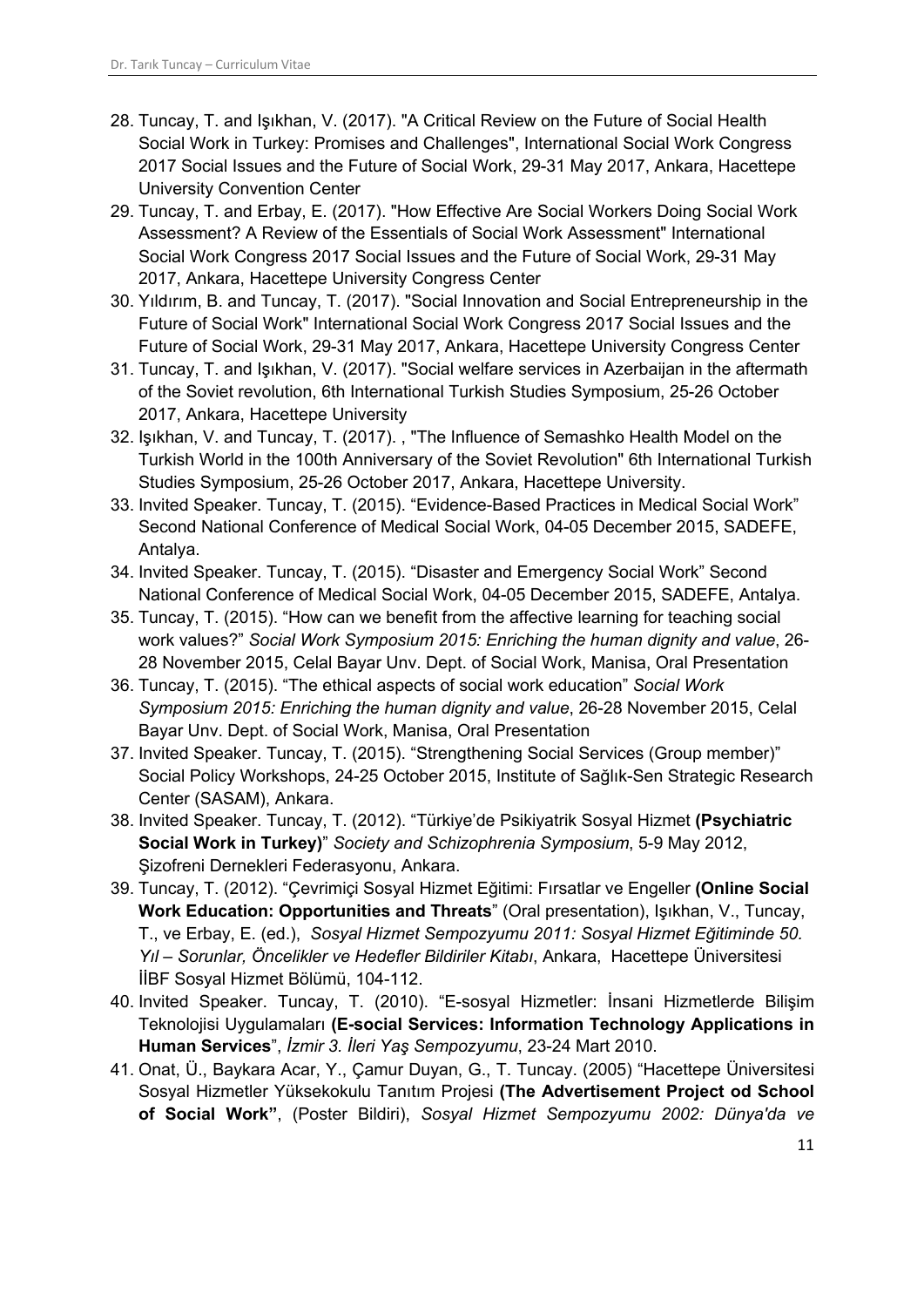28. Tuncay, T. and Işıkhan, V. (2017). "A Critical Review on the Future of Social Health Social Work in Turkey: Promises and Challenges", International Social Work Congress 2017 Social Issues and the Future of Social Work, 29-31 May 2017, Ankara, Hacettepe University Convention Center
29. Tuncay, T. and Erbay, E. (2017). "How Effective Are Social Workers Doing Social Work Assessment? A Review of the Essentials of Social Work Assessment" International Social Work Congress 2017 Social Issues and the Future of Social Work, 29-31 May 2017, Ankara, Hacettepe University Congress Center
30. Yıldırım, B. and Tuncay, T. (2017). "Social Innovation and Social Entrepreneurship in the Future of Social Work" International Social Work Congress 2017 Social Issues and the Future of Social Work, 29-31 May 2017, Ankara, Hacettepe University Congress Center
31. Tuncay, T. and Işıkhan, V. (2017). "Social welfare services in Azerbaijan in the aftermath of the Soviet revolution, 6th International Turkish Studies Symposium, 25-26 October 2017, Ankara, Hacettepe University
32. Işıkhan, V. and Tuncay, T. (2017). , "The Influence of Semashko Health Model on the Turkish World in the 100th Anniversary of the Soviet Revolution" 6th International Turkish Studies Symposium, 25-26 October 2017, Ankara, Hacettepe University.
33. Invited Speaker. Tuncay, T. (2015). "Evidence-Based Practices in Medical Social Work" Second National Conference of Medical Social Work, 04-05 December 2015, SADEFE, Antalya.
34. Invited Speaker. Tuncay, T. (2015). "Disaster and Emergency Social Work" Second National Conference of Medical Social Work, 04-05 December 2015, SADEFE, Antalya.
35. Tuncay, T. (2015). "How can we benefit from the affective learning for teaching social work values?" *Social Work Symposium 2015: Enriching the human dignity and value*, 26-28 November 2015, Celal Bayar Unv. Dept. of Social Work, Manisa, Oral Presentation
36. Tuncay, T. (2015). "The ethical aspects of social work education" *Social Work Symposium 2015: Enriching the human dignity and value*, 26-28 November 2015, Celal Bayar Unv. Dept. of Social Work, Manisa, Oral Presentation
37. Invited Speaker. Tuncay, T. (2015). "Strengthening Social Services (Group member)" Social Policy Workshops, 24-25 October 2015, Institute of Sağlık-Sen Strategic Research Center (SASAM), Ankara.
38. Invited Speaker. Tuncay, T. (2012). "Türkiye'de Psikiyatrik Sosyal Hizmet **(Psychiatric Social Work in Turkey)**" *Society and Schizophrenia Symposium*, 5-9 May 2012, Şizofreni Dernekleri Federasyonu, Ankara.
39. Tuncay, T. (2012). "Çevrimiçi Sosyal Hizmet Eğitimi: Fırsatlar ve Engeller **(Online Social Work Education: Opportunities and Threats**" (Oral presentation), Işıkhan, V., Tuncay, T., ve Erbay, E. (ed.), *Sosyal Hizmet Sempozyumu 2011: Sosyal Hizmet Eğitiminde 50. Yıl – Sorunlar, Öncelikler ve Hedefler Bildiriler Kitabı*, Ankara, Hacettepe Üniversitesi İİBF Sosyal Hizmet Bölümü, 104-112.
40. Invited Speaker. Tuncay, T. (2010). "E-sosyal Hizmetler: İnsani Hizmetlerde Bilişim Teknolojisi Uygulamaları **(E-social Services: Information Technology Applications in Human Services**", *İzmir 3. İleri Yaş Sempozyumu*, 23-24 Mart 2010.
41. Onat, Ü., Baykara Acar, Y., Çamur Duyan, G., T. Tuncay. (2005) "Hacettepe Üniversitesi Sosyal Hizmetler Yüksekokulu Tanıtım Projesi **(The Advertisement Project od School of Social Work"**, (Poster Bildiri), *Sosyal Hizmet Sempozyumu 2002: Dünya'da ve*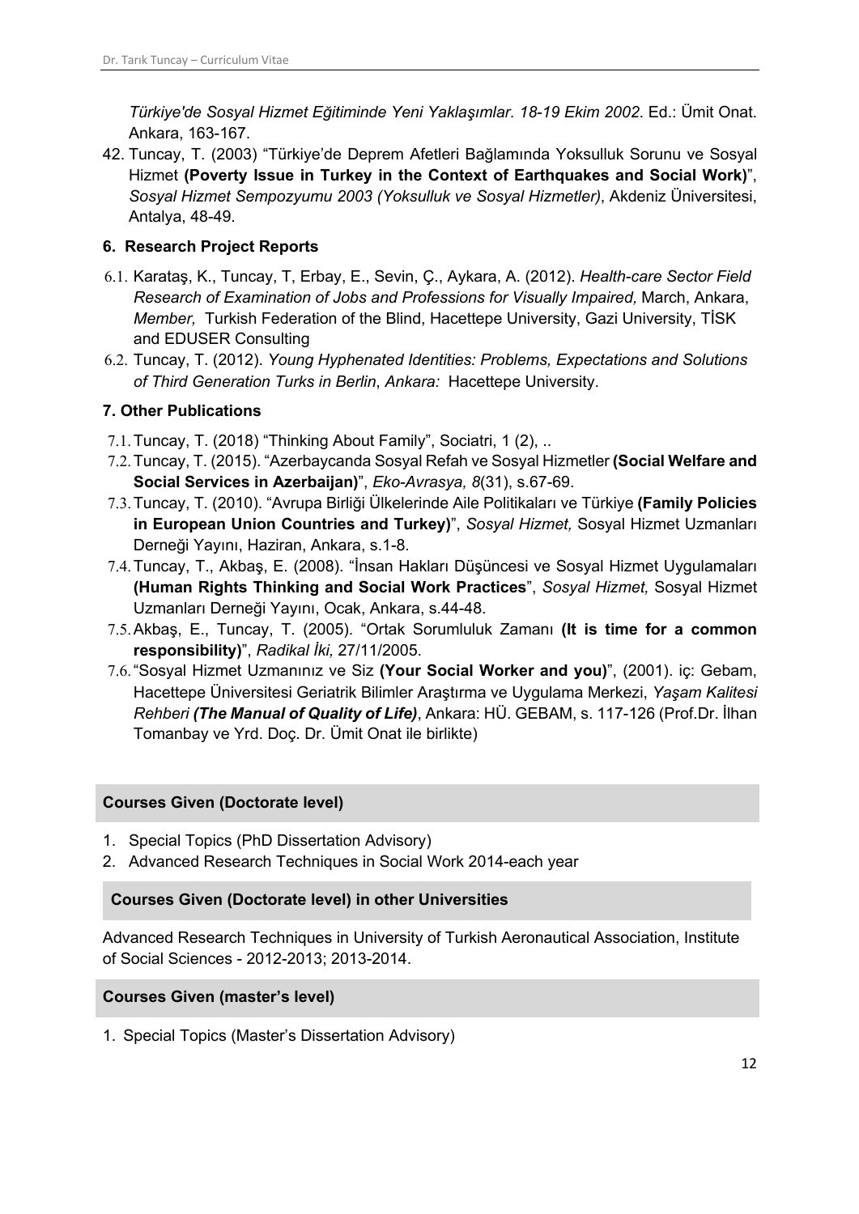*Türkiye'de Sosyal Hizmet Eğitiminde Yeni Yaklaşımlar. 18-19 Ekim 2002*. Ed.: Ümit Onat. Ankara, 163-167.

42. Tuncay, T. (2003) "Türkiye'de Deprem Afetleri Bağlamında Yoksulluk Sorunu ve Sosyal Hizmet **(Poverty Issue in Turkey in the Context of Earthquakes and Social Work)**", *Sosyal Hizmet Sempozyumu 2003 (Yoksulluk ve Sosyal Hizmetler)*, Akdeniz Üniversitesi, Antalya, 48-49.

### 6. Research Project Reports

6.1. Karataş, K., Tuncay, T, Erbay, E., Sevin, Ç., Aykara, A. (2012). *Health-care Sector Field Research of Examination of Jobs and Professions for Visually Impaired,* March, Ankara, *Member,* Turkish Federation of the Blind, Hacettepe University, Gazi University, TİSK and EDUSER Consulting

6.2. Tuncay, T. (2012). *Young Hyphenated Identities: Problems, Expectations and Solutions of Third Generation Turks in Berlin*, *Ankara:* Hacettepe University.

### 7. Other Publications

7.1. Tuncay, T. (2018) "Thinking About Family", Sociatri, 1 (2), ..

7.2. Tuncay, T. (2015). "Azerbaycanda Sosyal Refah ve Sosyal Hizmetler **(Social Welfare and Social Services in Azerbaijan)**", *Eko-Avrasya, 8*(31), s.67-69.

7.3. Tuncay, T. (2010). "Avrupa Birliği Ülkelerinde Aile Politikaları ve Türkiye **(Family Policies in European Union Countries and Turkey)**", *Sosyal Hizmet,* Sosyal Hizmet Uzmanları Derneği Yayını, Haziran, Ankara, s.1-8.

7.4. Tuncay, T., Akbaş, E. (2008). "İnsan Hakları Düşüncesi ve Sosyal Hizmet Uygulamaları **(Human Rights Thinking and Social Work Practices**", *Sosyal Hizmet,* Sosyal Hizmet Uzmanları Derneği Yayını, Ocak, Ankara, s.44-48.

7.5. Akbaş, E., Tuncay, T. (2005). "Ortak Sorumluluk Zamanı **(It is time for a common responsibility)**", *Radikal İki,* 27/11/2005.

7.6. "Sosyal Hizmet Uzmanınız ve Siz **(Your Social Worker and you)**", (2001). iç: Gebam, Hacettepe Üniversitesi Geriatrik Bilimler Araştırma ve Uygulama Merkezi, *Yaşam Kalitesi Rehberi **(The Manual of Quality of Life)***, Ankara: HÜ. GEBAM, s. 117-126 (Prof.Dr. İlhan Tomanbay ve Yrd. Doç. Dr. Ümit Onat ile birlikte)

## Courses Given (Doctorate level)

1. Special Topics (PhD Dissertation Advisory)
2. Advanced Research Techniques in Social Work 2014-each year

## Courses Given (Doctorate level) in other Universities

Advanced Research Techniques in University of Turkish Aeronautical Association, Institute of Social Sciences - 2012-2013; 2013-2014.

## Courses Given (master's level)

1. Special Topics (Master's Dissertation Advisory)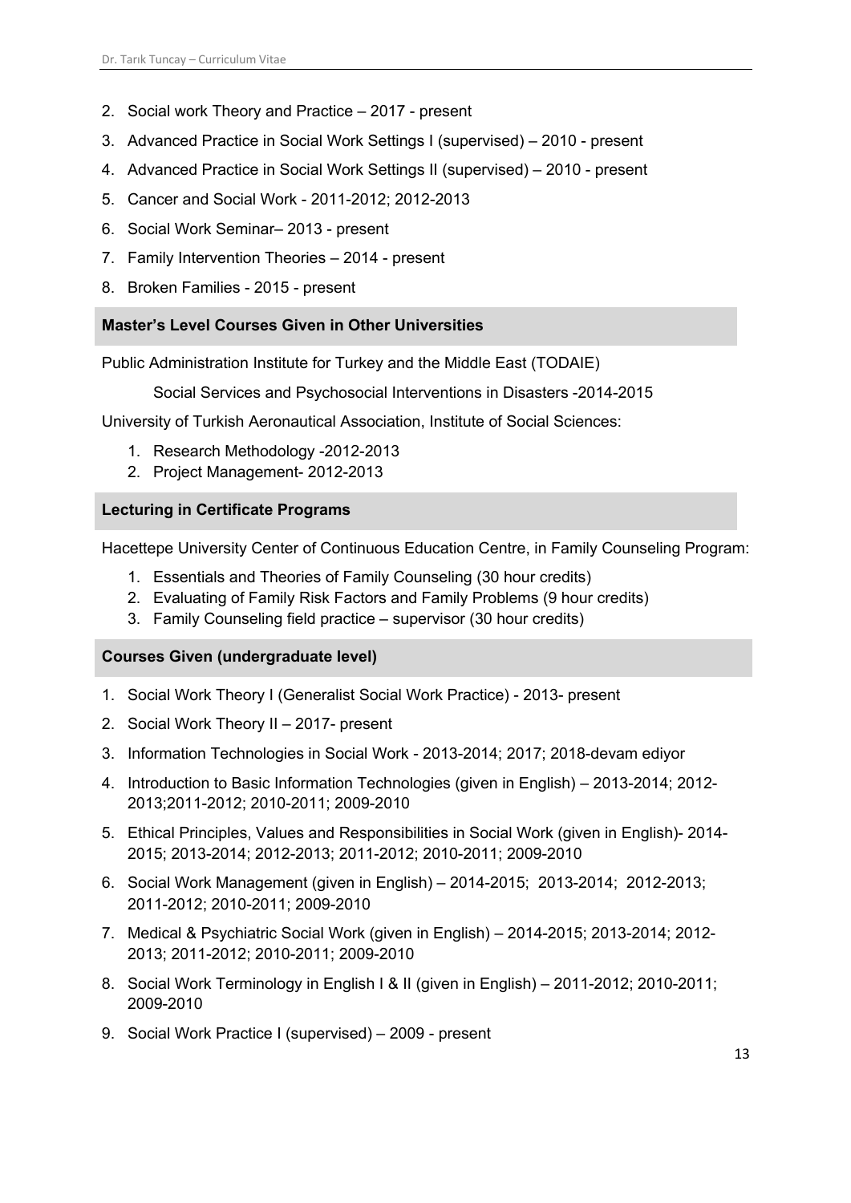2. Social work Theory and Practice – 2017 - present
3. Advanced Practice in Social Work Settings I (supervised) – 2010 - present
4. Advanced Practice in Social Work Settings II (supervised) – 2010 - present
5. Cancer and Social Work - 2011-2012; 2012-2013
6. Social Work Seminar– 2013 - present
7. Family Intervention Theories – 2014 - present
8. Broken Families - 2015 - present

### Master's Level Courses Given in Other Universities

Public Administration Institute for Turkey and the Middle East (TODAIE)

Social Services and Psychosocial Interventions in Disasters -2014-2015

University of Turkish Aeronautical Association, Institute of Social Sciences:

1. Research Methodology -2012-2013
2. Project Management- 2012-2013

### Lecturing in Certificate Programs

Hacettepe University Center of Continuous Education Centre, in Family Counseling Program:

1. Essentials and Theories of Family Counseling (30 hour credits)
2. Evaluating of Family Risk Factors and Family Problems (9 hour credits)
3. Family Counseling field practice – supervisor (30 hour credits)

### Courses Given (undergraduate level)

1. Social Work Theory I (Generalist Social Work Practice) - 2013- present
2. Social Work Theory II – 2017- present
3. Information Technologies in Social Work - 2013-2014; 2017; 2018-devam ediyor
4. Introduction to Basic Information Technologies (given in English) – 2013-2014; 2012-2013;2011-2012; 2010-2011; 2009-2010
5. Ethical Principles, Values and Responsibilities in Social Work (given in English)- 2014-2015; 2013-2014; 2012-2013; 2011-2012; 2010-2011; 2009-2010
6. Social Work Management (given in English) – 2014-2015; 2013-2014; 2012-2013; 2011-2012; 2010-2011; 2009-2010
7. Medical & Psychiatric Social Work (given in English) – 2014-2015; 2013-2014; 2012-2013; 2011-2012; 2010-2011; 2009-2010
8. Social Work Terminology in English I & II (given in English) – 2011-2012; 2010-2011; 2009-2010
9. Social Work Practice I (supervised) – 2009 - present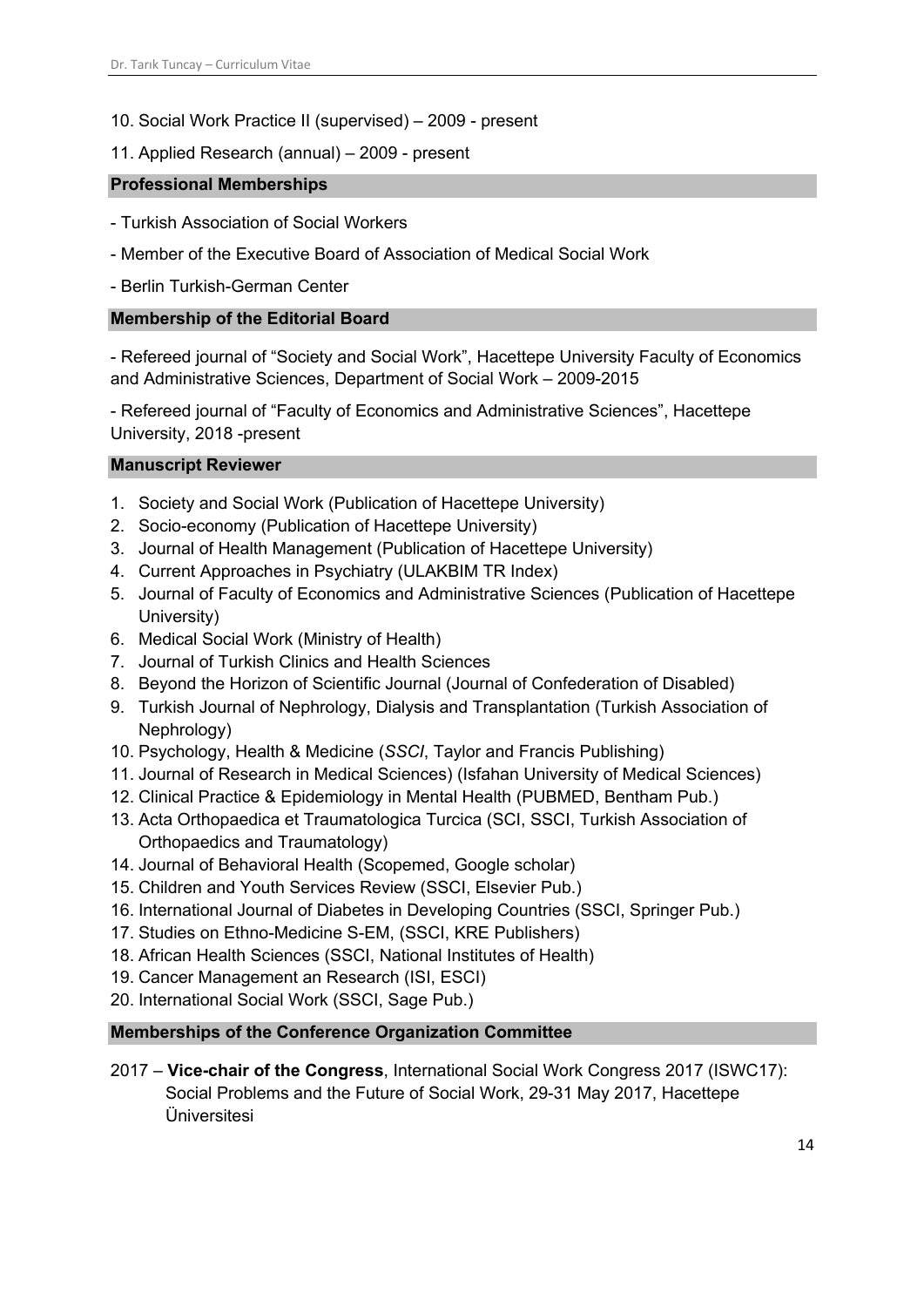10. Social Work Practice II (supervised) – 2009 - present

11. Applied Research (annual) – 2009 - present

## Professional Memberships

- Turkish Association of Social Workers

- Member of the Executive Board of Association of Medical Social Work

- Berlin Turkish-German Center

## Membership of the Editorial Board

- Refereed journal of "Society and Social Work", Hacettepe University Faculty of Economics and Administrative Sciences, Department of Social Work – 2009-2015

- Refereed journal of "Faculty of Economics and Administrative Sciences", Hacettepe University, 2018 -present

## Manuscript Reviewer

1. Society and Social Work (Publication of Hacettepe University)
2. Socio-economy (Publication of Hacettepe University)
3. Journal of Health Management (Publication of Hacettepe University)
4. Current Approaches in Psychiatry (ULAKBIM TR Index)
5. Journal of Faculty of Economics and Administrative Sciences (Publication of Hacettepe University)
6. Medical Social Work (Ministry of Health)
7. Journal of Turkish Clinics and Health Sciences
8. Beyond the Horizon of Scientific Journal (Journal of Confederation of Disabled)
9. Turkish Journal of Nephrology, Dialysis and Transplantation (Turkish Association of Nephrology)
10. Psychology, Health & Medicine (*SSCI*, Taylor and Francis Publishing)
11. Journal of Research in Medical Sciences) (Isfahan University of Medical Sciences)
12. Clinical Practice & Epidemiology in Mental Health (PUBMED, Bentham Pub.)
13. Acta Orthopaedica et Traumatologica Turcica (SCI, SSCI, Turkish Association of Orthopaedics and Traumatology)
14. Journal of Behavioral Health (Scopemed, Google scholar)
15. Children and Youth Services Review (SSCI, Elsevier Pub.)
16. International Journal of Diabetes in Developing Countries (SSCI, Springer Pub.)
17. Studies on Ethno-Medicine S-EM, (SSCI, KRE Publishers)
18. African Health Sciences (SSCI, National Institutes of Health)
19. Cancer Management an Research (ISI, ESCI)
20. International Social Work (SSCI, Sage Pub.)

## Memberships of the Conference Organization Committee

2017 – **Vice-chair of the Congress**, International Social Work Congress 2017 (ISWC17): Social Problems and the Future of Social Work, 29-31 May 2017, Hacettepe Üniversitesi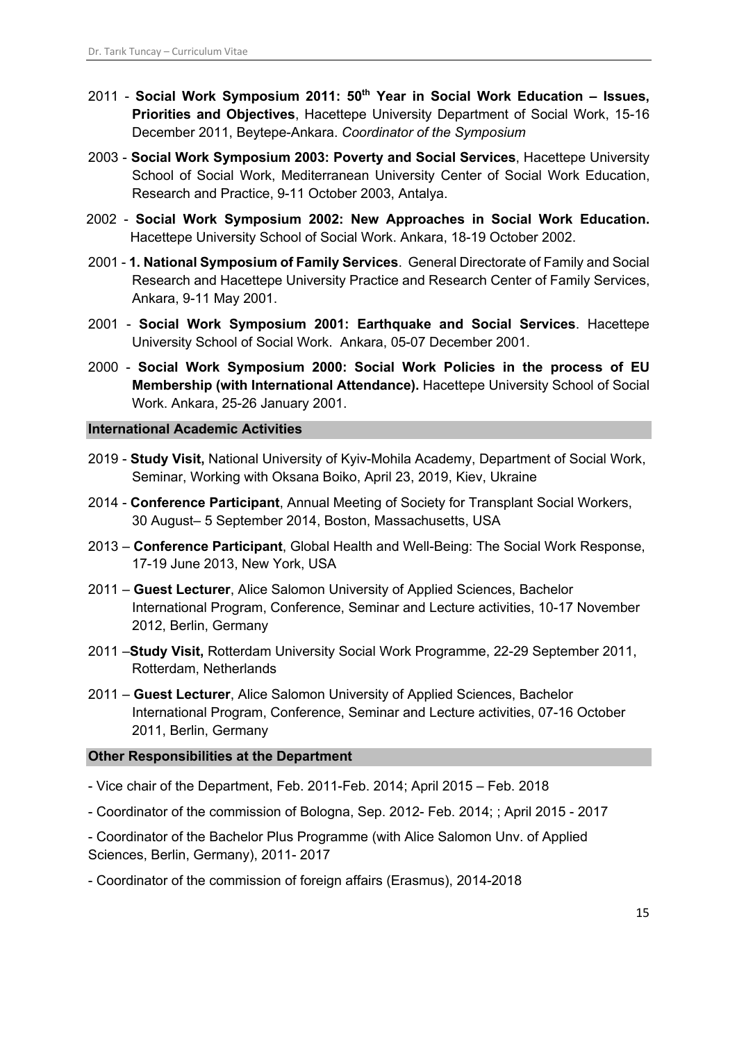- 2011 - **Social Work Symposium 2011: 50th Year in Social Work Education – Issues, Priorities and Objectives**, Hacettepe University Department of Social Work, 15-16 December 2011, Beytepe-Ankara. *Coordinator of the Symposium*
- 2003 - **Social Work Symposium 2003: Poverty and Social Services**, Hacettepe University School of Social Work, Mediterranean University Center of Social Work Education, Research and Practice, 9-11 October 2003, Antalya.
- 2002 - **Social Work Symposium 2002: New Approaches in Social Work Education.** Hacettepe University School of Social Work. Ankara, 18-19 October 2002.
- 2001 - **1. National Symposium of Family Services**. General Directorate of Family and Social Research and Hacettepe University Practice and Research Center of Family Services, Ankara, 9-11 May 2001.
- 2001 - **Social Work Symposium 2001: Earthquake and Social Services**. Hacettepe University School of Social Work. Ankara, 05-07 December 2001.
- 2000 - **Social Work Symposium 2000: Social Work Policies in the process of EU Membership (with International Attendance).** Hacettepe University School of Social Work. Ankara, 25-26 January 2001.

## International Academic Activities

- 2019 - **Study Visit,** National University of Kyiv-Mohila Academy, Department of Social Work, Seminar, Working with Oksana Boiko, April 23, 2019, Kiev, Ukraine
- 2014 - **Conference Participant**, Annual Meeting of Society for Transplant Social Workers, 30 August– 5 September 2014, Boston, Massachusetts, USA
- 2013 – **Conference Participant**, Global Health and Well-Being: The Social Work Response, 17-19 June 2013, New York, USA
- 2011 – **Guest Lecturer**, Alice Salomon University of Applied Sciences, Bachelor International Program, Conference, Seminar and Lecture activities, 10-17 November 2012, Berlin, Germany
- 2011 –**Study Visit,** Rotterdam University Social Work Programme, 22-29 September 2011, Rotterdam, Netherlands
- 2011 – **Guest Lecturer**, Alice Salomon University of Applied Sciences, Bachelor International Program, Conference, Seminar and Lecture activities, 07-16 October 2011, Berlin, Germany

## Other Responsibilities at the Department

- Vice chair of the Department, Feb. 2011-Feb. 2014; April 2015 – Feb. 2018
- Coordinator of the commission of Bologna, Sep. 2012- Feb. 2014; ; April 2015 - 2017
- Coordinator of the Bachelor Plus Programme (with Alice Salomon Unv. of Applied Sciences, Berlin, Germany), 2011- 2017
- Coordinator of the commission of foreign affairs (Erasmus), 2014-2018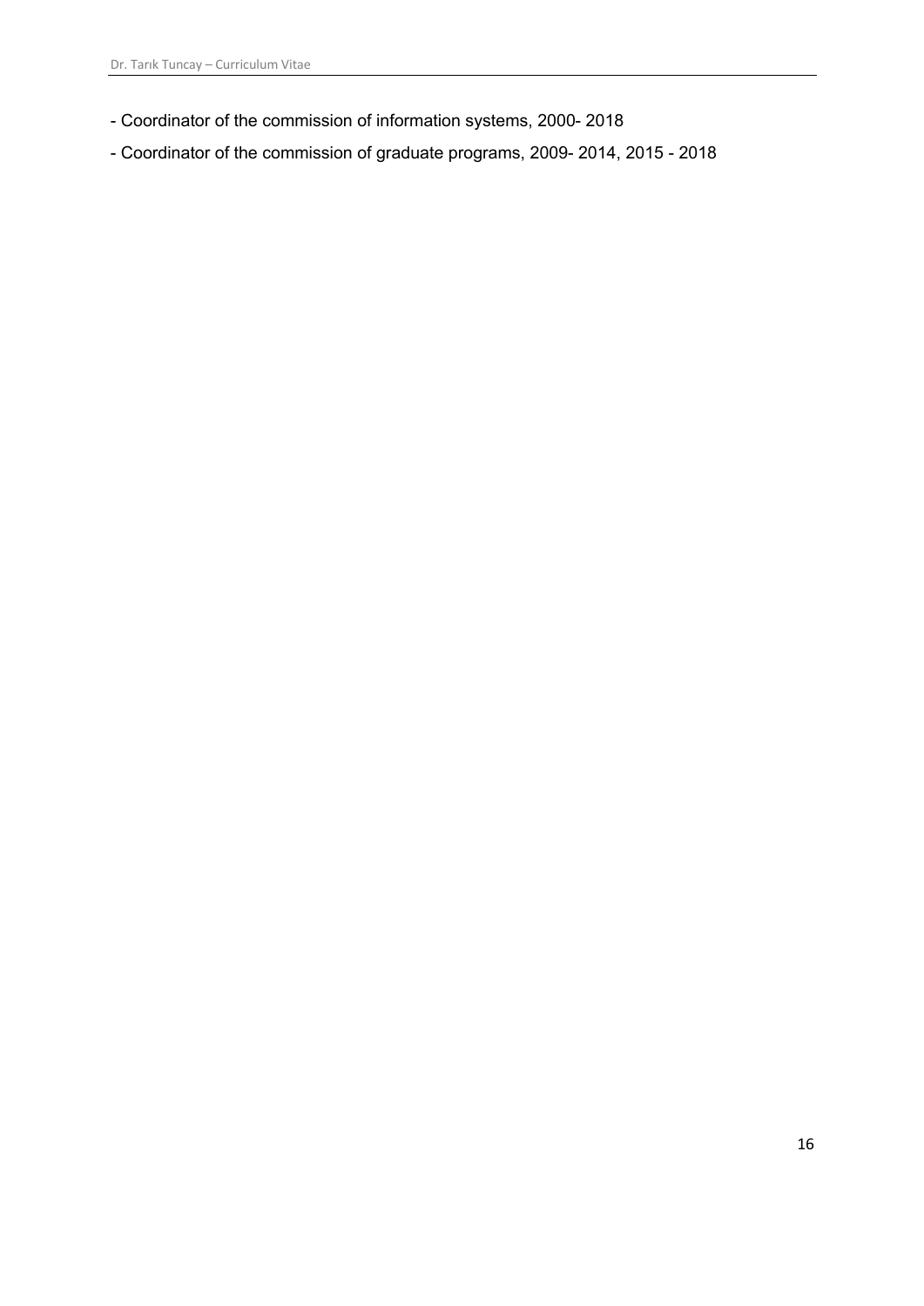- Coordinator of the commission of information systems, 2000- 2018

- Coordinator of the commission of graduate programs, 2009- 2014, 2015 - 2018